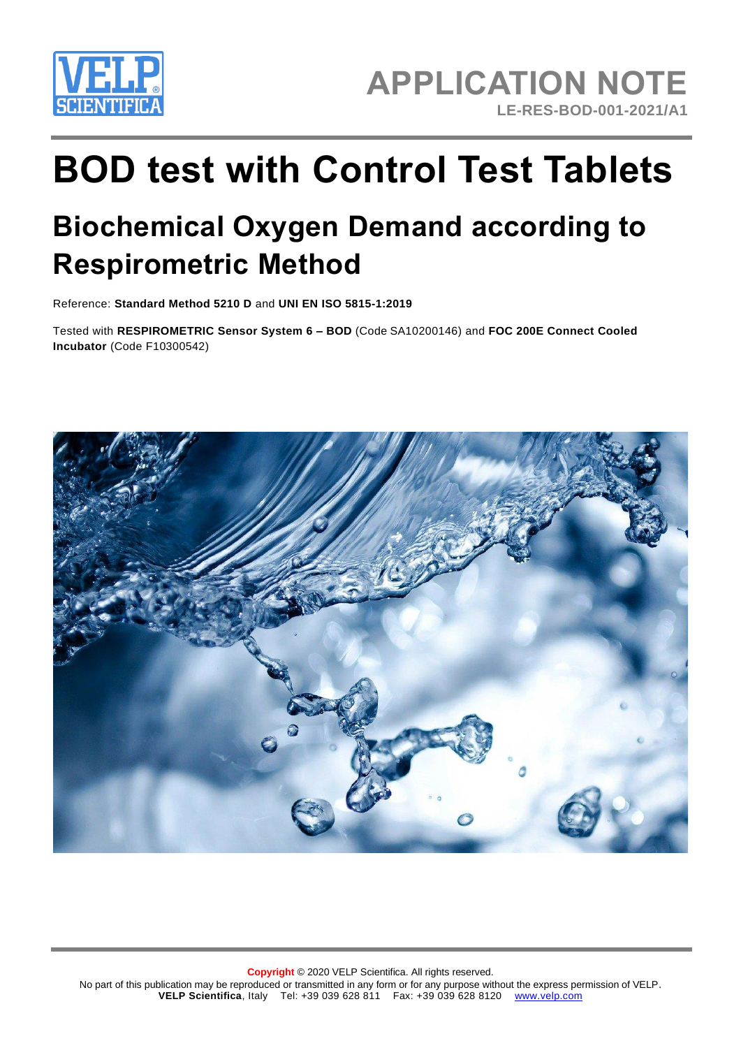APPLICATION NOTE

LE-RES-BOD-001-2021/A1

# BOD test with Control Test Tablets

## Biochemical Oxygen Demand according to Respirometric Method

Reference: **Standard Method 5210 D** and **UNI EN ISO 5815-1:2019**

Tested with **RESPIROMETRIC Sensor System 6 – BOD** (Code SA10200146) and **FOC 200E Connect Cooled Incubator** (Code F10300542)

**Copyright** © 2020 VELP Scientifica. All rights reserved.
No part of this publication may be reproduced or transmitted in any form or for any purpose without the express permission of VELP.
**VELP Scientifica**, Italy Tel: +39 039 628 811 Fax: +39 039 628 8120 www.velp.com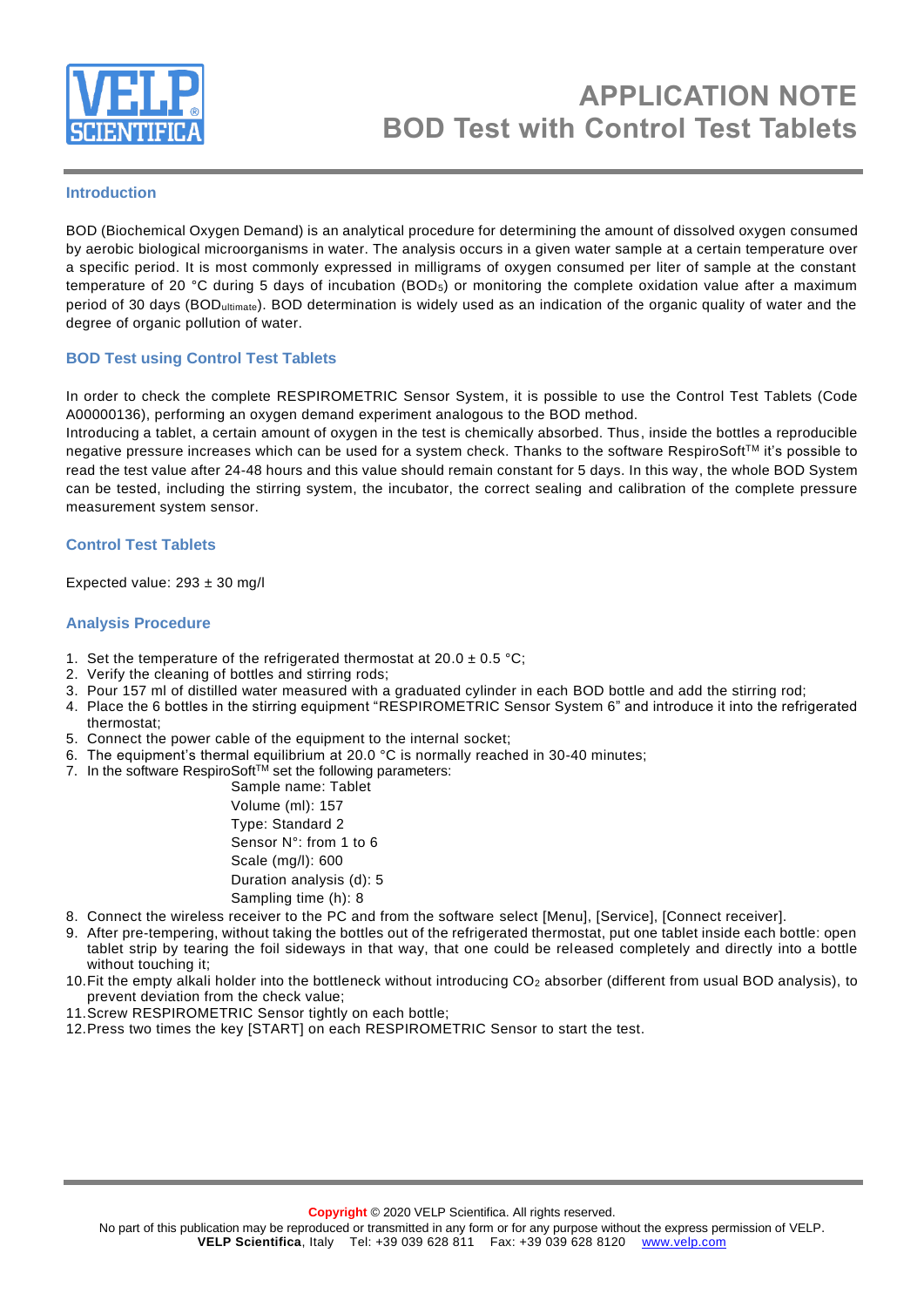# APPLICATION NOTE
# BOD Test with Control Test Tablets

## Introduction

BOD (Biochemical Oxygen Demand) is an analytical procedure for determining the amount of dissolved oxygen consumed by aerobic biological microorganisms in water. The analysis occurs in a given water sample at a certain temperature over a specific period. It is most commonly expressed in milligrams of oxygen consumed per liter of sample at the constant temperature of 20 °C during 5 days of incubation ($BOD_5$) or monitoring the complete oxidation value after a maximum period of 30 days ($BOD_{ultimate}$). BOD determination is widely used as an indication of the organic quality of water and the degree of organic pollution of water.

## BOD Test using Control Test Tablets

In order to check the complete RESPIROMETRIC Sensor System, it is possible to use the Control Test Tablets (Code A00000136), performing an oxygen demand experiment analogous to the BOD method.
Introducing a tablet, a certain amount of oxygen in the test is chemically absorbed. Thus, inside the bottles a reproducible negative pressure increases which can be used for a system check. Thanks to the software RespiroSoft™ it's possible to read the test value after 24-48 hours and this value should remain constant for 5 days. In this way, the whole BOD System can be tested, including the stirring system, the incubator, the correct sealing and calibration of the complete pressure measurement system sensor.

## Control Test Tablets

Expected value: 293 ± 30 mg/l

## Analysis Procedure

1. Set the temperature of the refrigerated thermostat at 20.0 ± 0.5 °C;
2. Verify the cleaning of bottles and stirring rods;
3. Pour 157 ml of distilled water measured with a graduated cylinder in each BOD bottle and add the stirring rod;
4. Place the 6 bottles in the stirring equipment "RESPIROMETRIC Sensor System 6" and introduce it into the refrigerated thermostat;
5. Connect the power cable of the equipment to the internal socket;
6. The equipment's thermal equilibrium at 20.0 °C is normally reached in 30-40 minutes;
7. In the software RespiroSoft™ set the following parameters:
   - Sample name: Tablet
   - Volume (ml): 157
   - Type: Standard 2
   - Sensor N°: from 1 to 6
   - Scale (mg/l): 600
   - Duration analysis (d): 5
   - Sampling time (h): 8
8. Connect the wireless receiver to the PC and from the software select [Menu], [Service], [Connect receiver].
9. After pre-tempering, without taking the bottles out of the refrigerated thermostat, put one tablet inside each bottle: open tablet strip by tearing the foil sideways in that way, that one could be released completely and directly into a bottle without touching it;
10. Fit the empty alkali holder into the bottleneck without introducing $CO_2$ absorber (different from usual BOD analysis), to prevent deviation from the check value;
11. Screw RESPIROMETRIC Sensor tightly on each bottle;
12. Press two times the key [START] on each RESPIROMETRIC Sensor to start the test.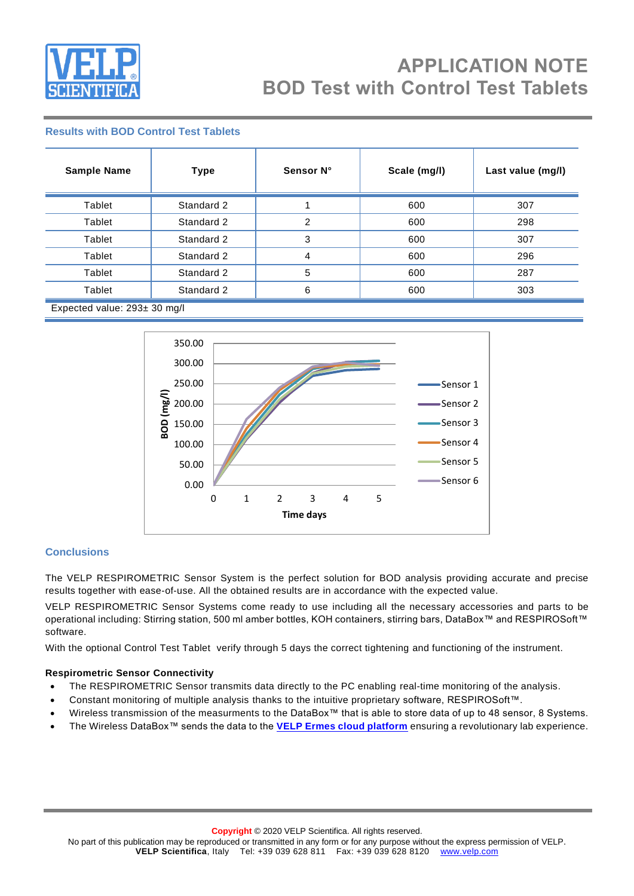## Results with BOD Control Test Tablets

| Sample Name | Type | Sensor N° | Scale (mg/l) | Last value (mg/l) |
|---|---|---|---|---|
| Tablet | Standard 2 | 1 | 600 | 307 |
| Tablet | Standard 2 | 2 | 600 | 298 |
| Tablet | Standard 2 | 3 | 600 | 307 |
| Tablet | Standard 2 | 4 | 600 | 296 |
| Tablet | Standard 2 | 5 | 600 | 287 |
| Tablet | Standard 2 | 6 | 600 | 303 |

Expected value: 293± 30 mg/l

BOD (mg/l)
350.00
300.00
250.00
200.00
150.00
100.00
50.00
0.00
0 1 2 3 4 5
Time days
Sensor 1
Sensor 2
Sensor 3
Sensor 4
Sensor 5
Sensor 6

## Conclusions

The VELP RESPIROMETRIC Sensor System is the perfect solution for BOD analysis providing accurate and precise results together with ease-of-use. All the obtained results are in accordance with the expected value.

VELP RESPIROMETRIC Sensor Systems come ready to use including all the necessary accessories and parts to be operational including: Stirring station, 500 ml amber bottles, KOH containers, stirring bars, DataBox™ and RESPIROSoft™ software.

With the optional Control Test Tablet verify through 5 days the correct tightening and functioning of the instrument.

**Respirometric Sensor Connectivity**

- The RESPIROMETRIC Sensor transmits data directly to the PC enabling real-time monitoring of the analysis.
- Constant monitoring of multiple analysis thanks to the intuitive proprietary software, RESPIROSoft™.
- Wireless transmission of the measurments to the DataBox™ that is able to store data of up to 48 sensor, 8 Systems.
- The Wireless DataBox™ sends the data to the **VELP Ermes cloud platform** ensuring a revolutionary lab experience.

**Copyright** © 2020 VELP Scientifica. All rights reserved.
No part of this publication may be reproduced or transmitted in any form or for any purpose without the express permission of VELP.
**VELP Scientifica**, Italy Tel: +39 039 628 811 Fax: +39 039 628 8120 www.velp.com